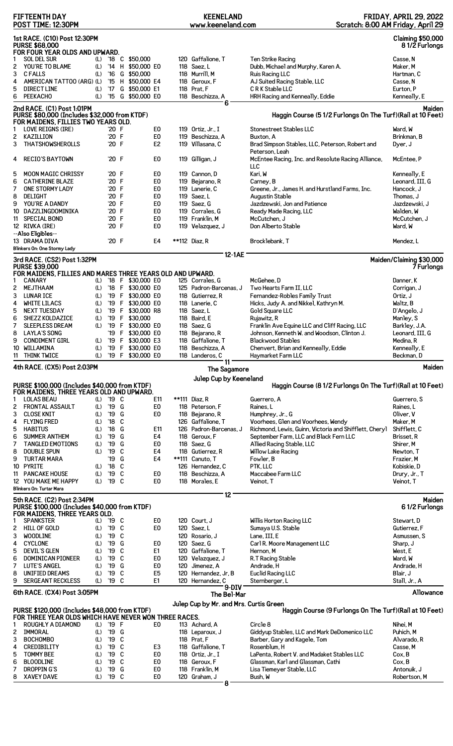FIFTEENTH DAY
POST TIME: 12:30PM

KEENELAND
www.keeneland.com

FRIDAY, APRIL 29, 2022
Scratch: 8:00 AM Friday, April 29

## 1st RACE. (C10) Post 12:30PM

**Claiming $50,000**
**8 1/2 Furlongs**

PURSE $68,000
FOR FOUR YEAR OLDS AND UPWARD.

| # | Horse | Med | Year | Sex | Claim | Wt | Jockey | Owner | Trainer |
|---|---|---|---|---|---|---|---|---|---|
| 1 | SOL DEL SUR | (L) | '18 | C | $50,000 | 120 | Gaffalione, T | Ten Strike Racing | Casse, N |
| 2 | YOU'RE TO BLAME | (L) | '14 | H | $50,000 E0 | 118 | Saez, L | Dubb, Michael and Murphy, Karen A. | Maker, M |
| 3 | C FALLS | (L) | '16 | G | $50,000 | 118 | Murrill, M | Ruis Racing LLC | Hartman, C |
| 4 | AMERICAN TATTOO (ARG) | (L) | '15 | H | $50,000 E4 | 118 | Geroux, F | AJ Suited Racing Stable, LLC | Casse, N |
| 5 | DIRECT LINE | (L) | '17 | G | $50,000 E1 | 118 | Prat, F | C R K Stable LLC | Eurton, P |
| 6 | PEEKACHO | (L) | '15 | G | $50,000 E0 | 118 | Beschizza, A | HRH Racing and Kenneally, Eddie | Kenneally, E |

6

## 2nd RACE. (C1) Post 1:01PM

**Maiden**
**Haggin Course (5 1/2 Furlongs On The Turf)(Rail at 10 Feet)**

PURSE $80,000 (Includes $32,000 from KTDF)
FOR MAIDENS, FILLIES TWO YEARS OLD.

| # | Horse | Year | Sex | | Wt | Jockey | Owner | Trainer |
|---|---|---|---|---|---|---|---|---|
| 1 | LOVE REIGNS (IRE) | '20 | F | E0 | 119 | Ortiz, Jr., I | Stonestreet Stables LLC | Ward, W |
| 2 | KAZILLION | '20 | F | E0 | 119 | Beschizza, A | Buxton, A | Brinkman, B |
| 3 | THATSHOWSHEROLLS | '20 | F | E2 | 119 | Villasana, C | Brad Simpson Stables, LLC, Peterson, Robert and Peterson, Leah | Dyer, J |
| 4 | RECIO'S BAYTOWN | '20 | F | E0 | 119 | Gilligan, J | McEntee Racing, Inc. and Resolute Racing Alliance, LLC | McEntee, P |
| 5 | MOON MAGIC CHRISSY | '20 | F | E0 | 119 | Cannon, D | Kari, W | Kenneally, E |
| 6 | CATHERINE BLAZE | '20 | F | E0 | 119 | Bejarano, R | Carney, B | Leonard, III, G |
| 7 | ONE STORMY LADY | '20 | F | E0 | 119 | Lanerie, C | Greene, Jr., James H. and Hurstland Farms, Inc. | Hancock, J |
| 8 | DELIGHT | '20 | F | E0 | 119 | Saez, L | Augustin Stable | Thomas, J |
| 9 | YOU'RE A DANDY | '20 | F | E0 | 119 | Saez, G | Jazdzewski, Jon and Patience | Jazdzewski, J |
| 10 | DAZZLINGDOMINIKA | '20 | F | E0 | 119 | Corrales, G | Ready Made Racing, LLC | Walden, W |
| 11 | SPECIAL BOND | '20 | F | E0 | 119 | Franklin, M | McCutchen, J | McCutchen, J |
| 12 | RIVKA (IRE) | '20 | F | E0 | 119 | Velazquez, J | Don Alberto Stable | Ward, W |
| | --Also Eligibles-- | | | | | | | |
| 13 | DRAMA DIVA | '20 | F | E4 | **112 | Diaz, R | Brocklebank, T | Mendez, L |

Blinkers On: One Stormy Lady

12-1AE

## 3rd RACE. (CS2) Post 1:32PM

**Maiden/Claiming $30,000**
**7 Furlongs**

PURSE $39,000
FOR MAIDENS, FILLIES AND MARES THREE YEARS OLD AND UPWARD.

| # | Horse | Med | Year | Sex | Claim | Wt | Jockey | Owner | Trainer |
|---|---|---|---|---|---|---|---|---|---|
| 1 | CANARY | (L) | '18 | F | $30,000 E0 | 125 | Corrales, G | McGehee, D | Danner, K |
| 2 | MEJTHAAM | (L) | '18 | F | $30,000 E0 | 125 | Padron-Barcenas, J | Two Hearts Farm II, LLC | Corrigan, J |
| 3 | LUNAR ICE | (L) | '19 | F | $30,000 E0 | 118 | Gutierrez, R | Fernandez-Robles Family Trust | Ortiz, J |
| 4 | WHITE LILACS | (L) | '19 | F | $30,000 E0 | 118 | Lanerie, C | Hicks, Judy A. and Nikkel, Kathryn M. | Waltz, B |
| 5 | NEXT TUESDAY | (L) | '19 | F | $30,000 R8 | 118 | Saez, L | Gold Square LLC | D'Angelo, J |
| 6 | SHEZZ KOLDAZICE | (L) | '19 | F | $30,000 | 118 | Baird, E | Rujawitz, R | Manley, S |
| 7 | SLEEPLESS DREAM | (L) | '19 | F | $30,000 E0 | 118 | Saez, G | Franklin Ave Equine LLC and Cliff Racing, LLC | Barkley, J.A. |
| 8 | LAYLA'S SONG | | '19 | F | $30,000 E0 | 118 | Bejarano, R | Johnson, Kenneth W. and Woodson, Clinton J. | Leonard, III, G |
| 9 | CONDIMENT GIRL | (L) | '19 | F | $30,000 E3 | 118 | Gaffalione, T | Blackwood Stables | Medina, R |
| 10 | WILLAMINA | (L) | '19 | F | $30,000 E0 | 118 | Beschizza, A | Chenvert, Brian and Kenneally, Eddie | Kenneally, E |
| 11 | THINK TWICE | (L) | '19 | F | $30,000 E0 | 118 | Landeros, C | Haymarket Farm LLC | Beckman, D |

11

## 4th RACE. (CX5) Post 2:03PM

**The Sagamore**
**Julep Cup by Keeneland**

**Maiden**
**Haggin Course (8 1/2 Furlongs On The Turf)(Rail at 10 Feet)**

PURSE $100,000 (Includes $40,000 from KTDF)
FOR MAIDENS, THREE YEARS OLD AND UPWARD.

| # | Horse | Med | Year | Sex | | Wt | Jockey | Owner | Trainer |
|---|---|---|---|---|---|---|---|---|---|
| 1 | LOLAS BEAU | (L) | '19 | C | E11 | **111 | Diaz, R | Guerrero, A | Guerrero, S |
| 2 | FRONTAL ASSAULT | (L) | '19 | G | E0 | 118 | Peterson, F | Raines, L | Raines, L |
| 3 | CLOSE KNIT | (L) | '19 | G | E0 | 118 | Bejarano, R | Humphrey, Jr., G | Oliver, V |
| 4 | FLYING FRED | (L) | '18 | C | | 126 | Gaffalione, T | Voorhees, Glen and Voorhees, Wendy | Maker, M |
| 5 | HABITUS | (L) | '18 | G | E11 | 126 | Padron-Barcenas, J | Richmond, Lewis, Guinn, Victoria and Shifflett, Cheryl | Shifflett, C |
| 6 | SUMMER ANTHEM | (L) | '19 | G | E4 | 118 | Geroux, F | September Farm, LLC and Black Fern LLC | Brisset, R |
| 7 | TANGLED EMOTIONS | (L) | '19 | G | E0 | 118 | Saez, G | Allied Racing Stable, LLC | Shirer, M |
| 8 | DOUBLE SPUN | (L) | '19 | C | E4 | 118 | Gutierrez, R | Willow Lake Racing | Newton, T |
| 9 | TURTAR MARA | | '19 | G | E4 | **111 | Canuto, T | Fowler, B | Frazier, M |
| 10 | PYRITE | (L) | '18 | C | | 126 | Hernandez, C | PTK, LLC | Kobiskie, D |
| 11 | PANCAKE HOUSE | (L) | '19 | C | E0 | 118 | Beschizza, A | Maccabee Farm LLC | Drury, Jr., T |
| 12 | YOU MAKE ME HAPPY | (L) | '19 | C | E0 | 118 | Morales, E | Veinot, T | Veinot, T |

Blinkers On: Turtar Mara

12

## 5th RACE. (C2) Post 2:34PM

**Maiden**
**6 1/2 Furlongs**

PURSE $100,000 (Includes $40,000 from KTDF)
FOR MAIDENS, THREE YEARS OLD.

| # | Horse | Med | Year | Sex | | Wt | Jockey | Owner | Trainer |
|---|---|---|---|---|---|---|---|---|---|
| 1 | SPANKSTER | (L) | '19 | C | E0 | 120 | Court, J | Willis Horton Racing LLC | Stewart, D |
| 2 | HILL OF GOLD | (L) | '19 | C | E0 | 120 | Saez, L | Sumaya U.S. Stable | Gutierrez, F |
| 3 | WOODLINE | (L) | '19 | C | | 120 | Rosario, J | Lane, III, E | Asmussen, S |
| 4 | CYCLONE | (L) | '19 | G | E0 | 120 | Saez, G | Carl R. Moore Management LLC | Sharp, J |
| 5 | DEVIL'S GLEN | (L) | '19 | C | E1 | 120 | Gaffalione, T | Hernon, M | West, E |
| 6 | DOMINICAN PIONEER | (L) | '19 | C | E0 | 120 | Velazquez, J | R.T Racing Stable | Ward, W |
| 7 | LUTE'S ANGEL | (L) | '19 | G | E0 | 120 | Jimenez, A | Andrade, H | Andrade, H |
| 8 | UNIFIED DREAMS | (L) | '19 | C | E5 | 120 | Hernandez, Jr, B | Euclid Racing LLC | Blair, J |
| 9 | SERGEANT RECKLESS | (L) | '19 | C | E1 | 120 | Hernandez, C | Sternberger, L | Stall, Jr., A |

9-DIV

## 6th RACE. (CX4) Post 3:05PM

**The Bel-Mar**
**Julep Cup by Mr. and Mrs. Curtis Green**

**Allowance**
**Haggin Course (9 Furlongs On The Turf)(Rail at 10 Feet)**

PURSE $120,000 (Includes $48,000 from KTDF)
FOR THREE YEAR OLDS WHICH HAVE NEVER WON THREE RACES.

| # | Horse | Med | Year | Sex | | Wt | Jockey | Owner | Trainer |
|---|---|---|---|---|---|---|---|---|---|
| 1 | ROUGHLY A DIAMOND | (L) | '19 | F | E0 | 113 | Achard, A | Circle 8 | Nihei, M |
| 2 | IMMORAL | (L) | '19 | G | | 118 | Leparoux, J | Giddyup Stables, LLC and Mark DeDomenico LLC | Puhich, M |
| 3 | BOCHOMBO | (L) | '19 | C | | 118 | Prat, F | Barber, Gary and Kagele, Tom | Alvarado, R |
| 4 | CREDIBILITY | (L) | '19 | C | E3 | 118 | Gaffalione, T | Rosenblum, H | Casse, M |
| 5 | TOMMY BEE | (L) | '19 | C | E0 | 118 | Ortiz, Jr., I | LaPenta, Robert V. and Madaket Stables LLC | Cox, B |
| 6 | BLOODLINE | (L) | '19 | C | E0 | 118 | Geroux, F | Glassman, Karl and Glassman, Cathi | Cox, B |
| 7 | DROPPIN G'S | (L) | '19 | G | E0 | 118 | Franklin, M | Lisa Tiemeyer Stable, LLC | Antonuk, J |
| 8 | XAVEY DAVE | (L) | '19 | C | E0 | 120 | Graham, J | Bush, W | Robertson, M |

8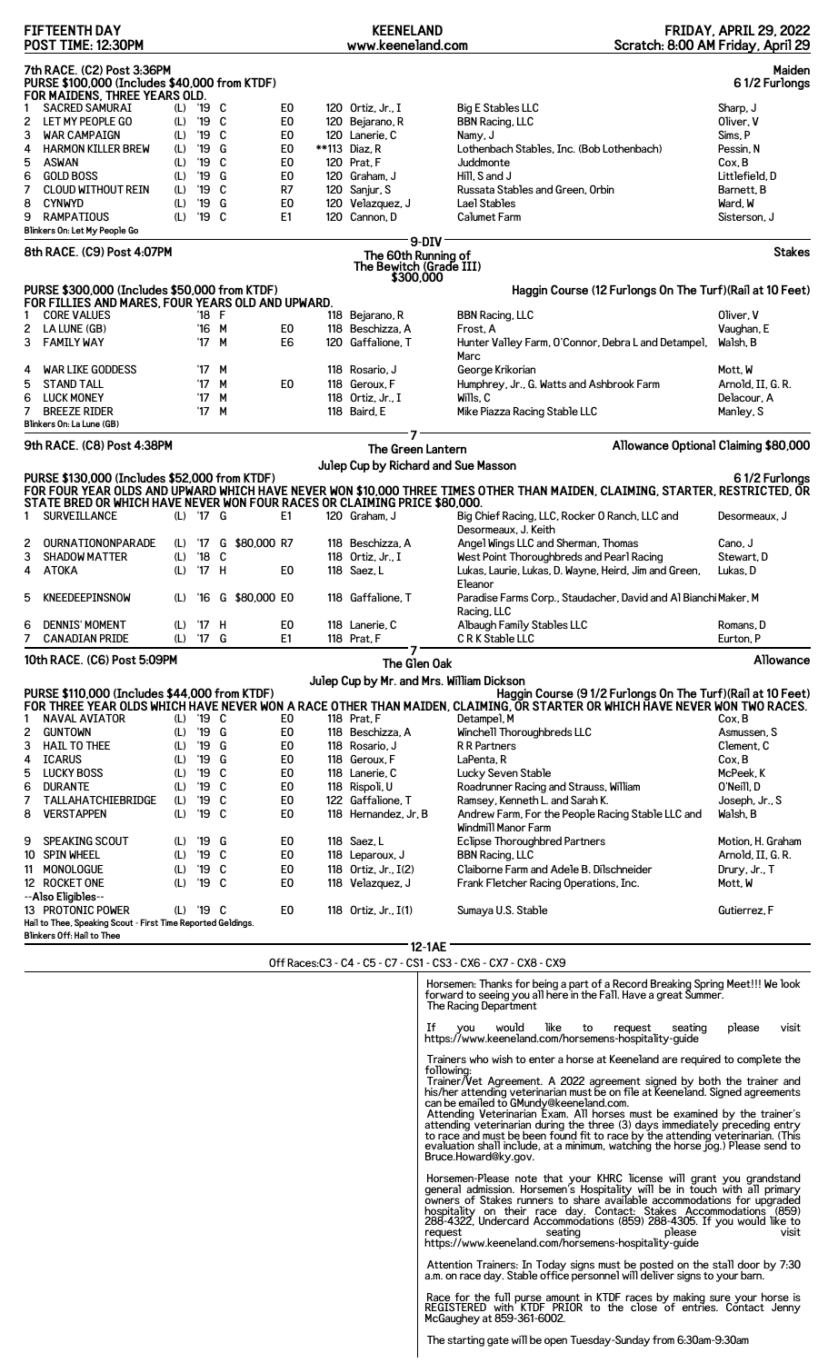# FIFTEENTH DAY — KEENELAND — FRIDAY, APRIL 29, 2022

POST TIME: 12:30PM — www.keeneland.com — Scratch: 8:00 AM Friday, April 29

## 7th RACE. (C2) Post 3:36PM — Maiden

**PURSE $100,000 (Includes $40,000 from KTDF)** — 6 1/2 Furlongs

FOR MAIDENS, THREE YEARS OLD.

| # | Horse | Med | Yr | Sex | Claim | Eq | Wt | Jockey | Owner | Trainer |
|---|---|---|---|---|---|---|---|---|---|---|
| 1 | SACRED SAMURAI | (L) | '19 | C | | E0 | 120 | Ortiz, Jr., I | Big E Stables LLC | Sharp, J |
| 2 | LET MY PEOPLE GO | (L) | '19 | C | | E0 | 120 | Bejarano, R | BBN Racing, LLC | Oliver, V |
| 3 | WAR CAMPAIGN | (L) | '19 | C | | E0 | 120 | Lanerie, C | Namy, J | Sims, P |
| 4 | HARMON KILLER BREW | (L) | '19 | G | | E0 | **113 | Diaz, R | Lothenbach Stables, Inc. (Bob Lothenbach) | Pessin, N |
| 5 | ASWAN | (L) | '19 | C | | E0 | 120 | Prat, F | Juddmonte | Cox, B |
| 6 | GOLD BOSS | (L) | '19 | G | | E0 | 120 | Graham, J | Hill, S and J | Littlefield, D |
| 7 | CLOUD WITHOUT REIN | (L) | '19 | C | | R7 | 120 | Sanjur, S | Russata Stables and Green, Orbin | Barnett, B |
| 8 | CYNWYD | (L) | '19 | G | | E0 | 120 | Velazquez, J | Lael Stables | Ward, W |
| 9 | RAMPATIOUS | (L) | '19 | C | | E1 | 120 | Cannon, D | Calumet Farm | Sisterson, J |

Blinkers On: Let My People Go

9-DIV

## 8th RACE. (C9) Post 4:07PM — The 60th Running of The Bewitch (Grade III) $300,000 — Stakes

**PURSE $300,000 (Includes $50,000 from KTDF)** — Haggin Course (12 Furlongs On The Turf)(Rail at 10 Feet)

FOR FILLIES AND MARES, FOUR YEARS OLD AND UPWARD.

| # | Horse | Med | Yr | Sex | Claim | Eq | Wt | Jockey | Owner | Trainer |
|---|---|---|---|---|---|---|---|---|---|---|
| 1 | CORE VALUES | | '18 | F | | | 118 | Bejarano, R | BBN Racing, LLC | Oliver, V |
| 2 | LA LUNE (GB) | | '16 | M | | E0 | 118 | Beschizza, A | Frost, A | Vaughan, E |
| 3 | FAMILY WAY | | '17 | M | | E6 | 120 | Gaffalione, T | Hunter Valley Farm, O'Connor, Debra L and Detampel, Marc | Walsh, B |
| 4 | WAR LIKE GODDESS | | '17 | M | | | 118 | Rosario, J | George Krikorian | Mott, W |
| 5 | STAND TALL | | '17 | M | | E0 | 118 | Geroux, F | Humphrey, Jr., G. Watts and Ashbrook Farm | Arnold, II, G. R. |
| 6 | LUCK MONEY | | '17 | M | | | 118 | Ortiz, Jr., I | Wills, C | Delacour, A |
| 7 | BREEZE RIDER | | '17 | M | | | 118 | Baird, E | Mike Piazza Racing Stable LLC | Manley, S |

Blinkers On: La Lune (GB)

7

## 9th RACE. (C8) Post 4:38PM — The Green Lantern Julep Cup by Richard and Sue Masson — Allowance Optional Claiming $80,000

**PURSE $130,000 (Includes $52,000 from KTDF)** — 6 1/2 Furlongs

FOR FOUR YEAR OLDS AND UPWARD WHICH HAVE NEVER WON $10,000 THREE TIMES OTHER THAN MAIDEN, CLAIMING, STARTER, RESTRICTED, OR STATE BRED OR WHICH HAVE NEVER WON FOUR RACES OR CLAIMING PRICE $80,000.

| # | Horse | Med | Yr | Sex | Claim | Eq | Wt | Jockey | Owner | Trainer |
|---|---|---|---|---|---|---|---|---|---|---|
| 1 | SURVEILLANCE | (L) | '17 | G | | E1 | 120 | Graham, J | Big Chief Racing, LLC, Rocker O Ranch, LLC and Desormeaux, J. Keith | Desormeaux, J |
| 2 | OURNATIONONPARADE | (L) | '17 | G | $80,000 | R7 | 118 | Beschizza, A | Angel Wings LLC and Sherman, Thomas | Cano, J |
| 3 | SHADOW MATTER | (L) | '18 | C | | | 118 | Ortiz, Jr., I | West Point Thoroughbreds and Pearl Racing | Stewart, D |
| 4 | ATOKA | (L) | '17 | H | | E0 | 118 | Saez, L | Lukas, Laurie, Lukas, D. Wayne, Heird, Jim and Green, Eleanor | Lukas, D |
| 5 | KNEEDEEPINSNOW | (L) | '16 | G | $80,000 | E0 | 118 | Gaffalione, T | Paradise Farms Corp., Staudacher, David and Al Bianchi Racing, LLC | Maker, M |
| 6 | DENNIS' MOMENT | (L) | '17 | H | | E0 | 118 | Lanerie, C | Albaugh Family Stables LLC | Romans, D |
| 7 | CANADIAN PRIDE | (L) | '17 | G | | E1 | 118 | Prat, F | C R K Stable LLC | Eurton, P |

7

## 10th RACE. (C6) Post 5:09PM — The Glen Oak Julep Cup by Mr. and Mrs. William Dickson — Allowance

**PURSE $110,000 (Includes $44,000 from KTDF)** — Haggin Course (9 1/2 Furlongs On The Turf)(Rail at 10 Feet)

FOR THREE YEAR OLDS WHICH HAVE NEVER WON A RACE OTHER THAN MAIDEN, CLAIMING, OR STARTER OR WHICH HAVE NEVER WON TWO RACES.

| # | Horse | Med | Yr | Sex | Claim | Eq | Wt | Jockey | Owner | Trainer |
|---|---|---|---|---|---|---|---|---|---|---|
| 1 | NAVAL AVIATOR | (L) | '19 | C | | E0 | 118 | Prat, F | Detampel, M | Cox, B |
| 2 | GUNTOWN | (L) | '19 | G | | E0 | 118 | Beschizza, A | Winchell Thoroughbreds LLC | Asmussen, S |
| 3 | HAIL TO THEE | (L) | '19 | G | | E0 | 118 | Rosario, J | R R Partners | Clement, C |
| 4 | ICARUS | (L) | '19 | G | | E0 | 118 | Geroux, F | LaPenta, R | Cox, B |
| 5 | LUCKY BOSS | (L) | '19 | C | | E0 | 118 | Lanerie, C | Lucky Seven Stable | McPeek, K |
| 6 | DURANTE | (L) | '19 | C | | E0 | 118 | Rispoli, U | Roadrunner Racing and Strauss, William | O'Neill, D |
| 7 | TALLAHATCHIEBRIDGE | (L) | '19 | C | | E0 | 122 | Gaffalione, T | Ramsey, Kenneth L. and Sarah K. | Joseph, Jr., S |
| 8 | VERSTAPPEN | (L) | '19 | C | | E0 | 118 | Hernandez, Jr, B | Andrew Farm, For the People Racing Stable LLC and Windmill Manor Farm | Walsh, B |
| 9 | SPEAKING SCOUT | (L) | '19 | G | | E0 | 118 | Saez, L | Eclipse Thoroughbred Partners | Motion, H. Graham |
| 10 | SPIN WHEEL | (L) | '19 | C | | E0 | 118 | Leparoux, J | BBN Racing, LLC | Arnold, II, G. R. |
| 11 | MONOLOGUE | (L) | '19 | C | | E0 | 118 | Ortiz, Jr., I(2) | Claiborne Farm and Adele B. Dilschneider | Drury, Jr., T |
| 12 | ROCKET ONE | (L) | '19 | C | | E0 | 118 | Velazquez, J | Frank Fletcher Racing Operations, Inc. | Mott, W |
| | --Also Eligibles-- | | | | | | | | | |
| 13 | PROTONIC POWER | (L) | '19 | C | | E0 | 118 | Ortiz, Jr., I(1) | Sumaya U.S. Stable | Gutierrez, F |

Hail to Thee, Speaking Scout - First Time Reported Geldings.

Blinkers Off: Hail to Thee

12-1AE

Off Races:C3 - C4 - C5 - C7 - CS1 - CS3 - CX6 - CX7 - CX8 - CX9

Horsemen: Thanks for being a part of a Record Breaking Spring Meet!!! We look forward to seeing you all here in the Fall. Have a great Summer.
The Racing Department

If you would like to request seating please visit https://www.keeneland.com/horsemens-hospitality-guide

Trainers who wish to enter a horse at Keeneland are required to complete the following:
Trainer/Vet Agreement. A 2022 agreement signed by both the trainer and his/her attending veterinarian must be on file at Keeneland. Signed agreements can be emailed to GMundy@keeneland.com.
Attending Veterinarian Exam. All horses must be examined by the trainer's attending veterinarian during the three (3) days immediately preceding entry to race and must be been found fit to race by the attending veterinarian. (This evaluation shall include, at a minimum, watching the horse jog.) Please send to Bruce.Howard@ky.gov.

Horsemen-Please note that your KHRC license will grant you grandstand general admission. Horsemen's Hospitality will be in touch with all primary owners of Stakes runners to share available accommodations for upgraded hospitality on their race day. Contact: Stakes Accommodations (859) 288-4322, Undercard Accommodations (859) 288-4305. If you would like to request seating please visit https://www.keeneland.com/horsemens-hospitality-guide

Attention Trainers: In Today signs must be posted on the stall door by 7:30 a.m. on race day. Stable office personnel will deliver signs to your barn.

Race for the full purse amount in KTDF races by making sure your horse is REGISTERED with KTDF PRIOR to the close of entries. Contact Jenny McGaughey at 859-361-6002.

The starting gate will be open Tuesday-Sunday from 6:30am-9:30am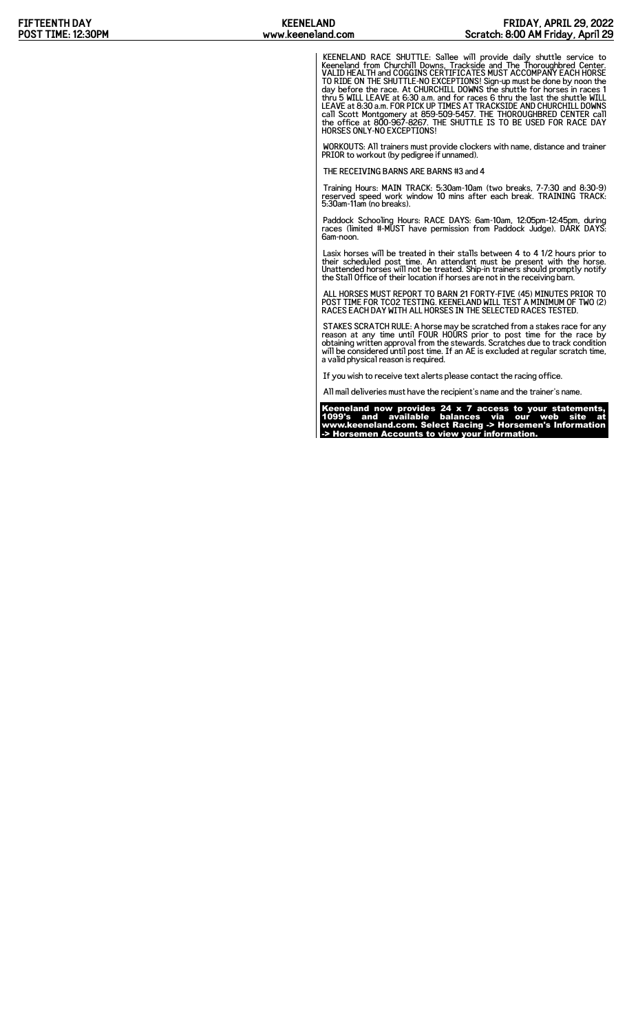KEENELAND RACE SHUTTLE: Sallee will provide daily shuttle service to Keeneland from Churchill Downs, Trackside and The Thoroughbred Center. VALID HEALTH and COGGINS CERTIFICATES MUST ACCOMPANY EACH HORSE TO RIDE ON THE SHUTTLE-NO EXCEPTIONS! Sign-up must be done by noon the day before the race. At CHURCHILL DOWNS the shuttle for horses in races 1 thru 5 WILL LEAVE at 6:30 a.m. and for races 6 thru the last the shuttle WILL LEAVE at 8:30 a.m. FOR PICK UP TIMES AT TRACKSIDE AND CHURCHILL DOWNS call Scott Montgomery at 859-509-5457. THE THOROUGHBRED CENTER call the office at 800-967-8267. THE SHUTTLE IS TO BE USED FOR RACE DAY HORSES ONLY-NO EXCEPTIONS!

WORKOUTS: All trainers must provide clockers with name, distance and trainer PRIOR to workout (by pedigree if unnamed).

THE RECEIVING BARNS ARE BARNS #3 and 4

Training Hours: MAIN TRACK: 5:30am-10am (two breaks, 7-7:30 and 8:30-9) reserved speed work window 10 mins after each break. TRAINING TRACK: 5:30am-11am (no breaks).

Paddock Schooling Hours: RACE DAYS: 6am-10am, 12:05pm-12:45pm, during races (limited #-MUST have permission from Paddock Judge). DARK DAYS: 6am-noon.

Lasix horses will be treated in their stalls between 4 to 4 1/2 hours prior to their scheduled post time. An attendant must be present with the horse. Unattended horses will not be treated. Ship-in trainers should promptly notify the Stall Office of their location if horses are not in the receiving barn.

ALL HORSES MUST REPORT TO BARN 21 FORTY-FIVE (45) MINUTES PRIOR TO POST TIME FOR TCO2 TESTING. KEENELAND WILL TEST A MINIMUM OF TWO (2) RACES EACH DAY WITH ALL HORSES IN THE SELECTED RACES TESTED.

STAKES SCRATCH RULE: A horse may be scratched from a stakes race for any reason at any time until FOUR HOURS prior to post time for the race by obtaining written approval from the stewards. Scratches due to track condition will be considered until post time. If an AE is excluded at regular scratch time, a valid physical reason is required.

If you wish to receive text alerts please contact the racing office.

All mail deliveries must have the recipient's name and the trainer's name.

**Keeneland now provides 24 x 7 access to your statements, 1099's and available balances via our web site at www.keeneland.com. Select Racing -> Horsemen's Information -> Horsemen Accounts to view your information.**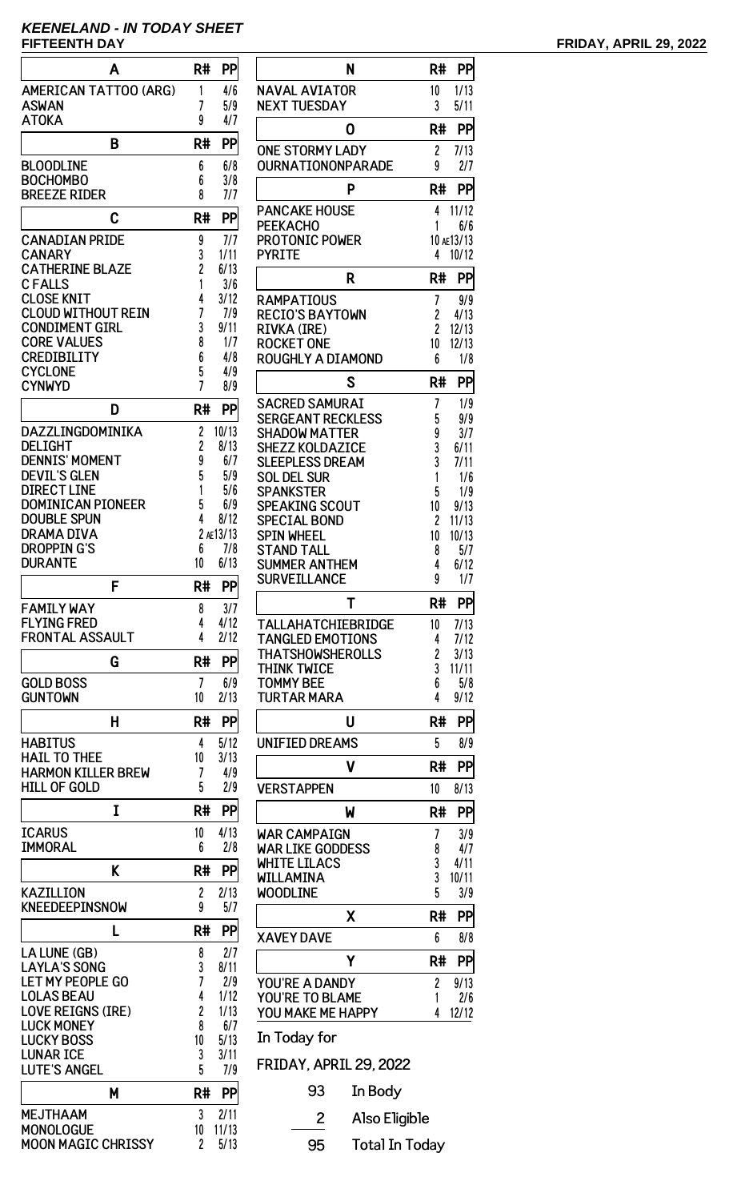# KEENELAND - IN TODAY SHEET

**FIFTEENTH DAY** **FRIDAY, APRIL 29, 2022**

| A | R# | PP |
|---|---|---|
| AMERICAN TATTOO (ARG) | 1 | 4/6 |
| ASWAN | 7 | 5/9 |
| ATOKA | 9 | 4/7 |

| B | R# | PP |
|---|---|---|
| BLOODLINE | 6 | 6/8 |
| BOCHOMBO | 6 | 3/8 |
| BREEZE RIDER | 8 | 7/7 |

| C | R# | PP |
|---|---|---|
| CANADIAN PRIDE | 9 | 7/7 |
| CANARY | 3 | 1/11 |
| CATHERINE BLAZE | 2 | 6/13 |
| C FALLS | 1 | 3/6 |
| CLOSE KNIT | 4 | 3/12 |
| CLOUD WITHOUT REIN | 7 | 7/9 |
| CONDIMENT GIRL | 3 | 9/11 |
| CORE VALUES | 8 | 1/7 |
| CREDIBILITY | 6 | 4/8 |
| CYCLONE | 5 | 4/9 |
| CYNWYD | 7 | 8/9 |

| D | R# | PP |
|---|---|---|
| DAZZLINGDOMINIKA | 2 | 10/13 |
| DELIGHT | 2 | 8/13 |
| DENNIS' MOMENT | 9 | 6/7 |
| DEVIL'S GLEN | 5 | 5/9 |
| DIRECT LINE | 1 | 5/6 |
| DOMINICAN PIONEER | 5 | 6/9 |
| DOUBLE SPUN | 4 | 8/12 |
| DRAMA DIVA | 2 | AE13/13 |
| DROPPIN G'S | 6 | 7/8 |
| DURANTE | 10 | 6/13 |

| F | R# | PP |
|---|---|---|
| FAMILY WAY | 8 | 3/7 |
| FLYING FRED | 4 | 4/12 |
| FRONTAL ASSAULT | 4 | 2/12 |

| G | R# | PP |
|---|---|---|
| GOLD BOSS | 7 | 6/9 |
| GUNTOWN | 10 | 2/13 |

| H | R# | PP |
|---|---|---|
| HABITUS | 4 | 5/12 |
| HAIL TO THEE | 10 | 3/13 |
| HARMON KILLER BREW | 7 | 4/9 |
| HILL OF GOLD | 5 | 2/9 |

| I | R# | PP |
|---|---|---|
| ICARUS | 10 | 4/13 |
| IMMORAL | 6 | 2/8 |

| K | R# | PP |
|---|---|---|
| KAZILLION | 2 | 2/13 |
| KNEEDEEPINSNOW | 9 | 5/7 |

| L | R# | PP |
|---|---|---|
| LA LUNE (GB) | 8 | 2/7 |
| LAYLA'S SONG | 3 | 8/11 |
| LET MY PEOPLE GO | 7 | 2/9 |
| LOLAS BEAU | 4 | 1/12 |
| LOVE REIGNS (IRE) | 2 | 1/13 |
| LUCK MONEY | 8 | 6/7 |
| LUCKY BOSS | 10 | 5/13 |
| LUNAR ICE | 3 | 3/11 |
| LUTE'S ANGEL | 5 | 7/9 |

| M | R# | PP |
|---|---|---|
| MEJTHAAM | 3 | 2/11 |
| MONOLOGUE | 10 | 11/13 |
| MOON MAGIC CHRISSY | 2 | 5/13 |

| N | R# | PP |
|---|---|---|
| NAVAL AVIATOR | 10 | 1/13 |
| NEXT TUESDAY | 3 | 5/11 |

| O | R# | PP |
|---|---|---|
| ONE STORMY LADY | 2 | 7/13 |
| OURNATIONONPARADE | 9 | 2/7 |

| P | R# | PP |
|---|---|---|
| PANCAKE HOUSE | 4 | 11/12 |
| PEEKACHO | 1 | 6/6 |
| PROTONIC POWER | 10 | AE13/13 |
| PYRITE | 4 | 10/12 |

| R | R# | PP |
|---|---|---|
| RAMPATIOUS | 7 | 9/9 |
| RECIO'S BAYTOWN | 2 | 4/13 |
| RIVKA (IRE) | 2 | 12/13 |
| ROCKET ONE | 10 | 12/13 |
| ROUGHLY A DIAMOND | 6 | 1/8 |

| S | R# | PP |
|---|---|---|
| SACRED SAMURAI | 7 | 1/9 |
| SERGEANT RECKLESS | 5 | 9/9 |
| SHADOW MATTER | 9 | 3/7 |
| SHEZZ KOLDAZICE | 3 | 6/11 |
| SLEEPLESS DREAM | 3 | 7/11 |
| SOL DEL SUR | 1 | 1/6 |
| SPANKSTER | 5 | 1/9 |
| SPEAKING SCOUT | 10 | 9/13 |
| SPECIAL BOND | 2 | 11/13 |
| SPIN WHEEL | 10 | 10/13 |
| STAND TALL | 8 | 5/7 |
| SUMMER ANTHEM | 4 | 6/12 |
| SURVEILLANCE | 9 | 1/7 |

| T | R# | PP |
|---|---|---|
| TALLAHATCHIEBRIDGE | 10 | 7/13 |
| TANGLED EMOTIONS | 4 | 7/12 |
| THATSHOWSHEROLLS | 2 | 3/13 |
| THINK TWICE | 3 | 11/11 |
| TOMMY BEE | 6 | 5/8 |
| TURTAR MARA | 4 | 9/12 |

| U | R# | PP |
|---|---|---|
| UNIFIED DREAMS | 5 | 8/9 |

| V | R# | PP |
|---|---|---|
| VERSTAPPEN | 10 | 8/13 |

| W | R# | PP |
|---|---|---|
| WAR CAMPAIGN | 7 | 3/9 |
| WAR LIKE GODDESS | 8 | 4/7 |
| WHITE LILACS | 3 | 4/11 |
| WILLAMINA | 3 | 10/11 |
| WOODLINE | 5 | 3/9 |

| X | R# | PP |
|---|---|---|
| XAVEY DAVE | 6 | 8/8 |

| Y | R# | PP |
|---|---|---|
| YOU'RE A DANDY | 2 | 9/13 |
| YOU'RE TO BLAME | 1 | 2/6 |
| YOU MAKE ME HAPPY | 4 | 12/12 |

In Today for

FRIDAY, APRIL 29, 2022

| | |
|---|---|
| 93 | In Body |
| 2 | Also Eligible |
| 95 | Total In Today |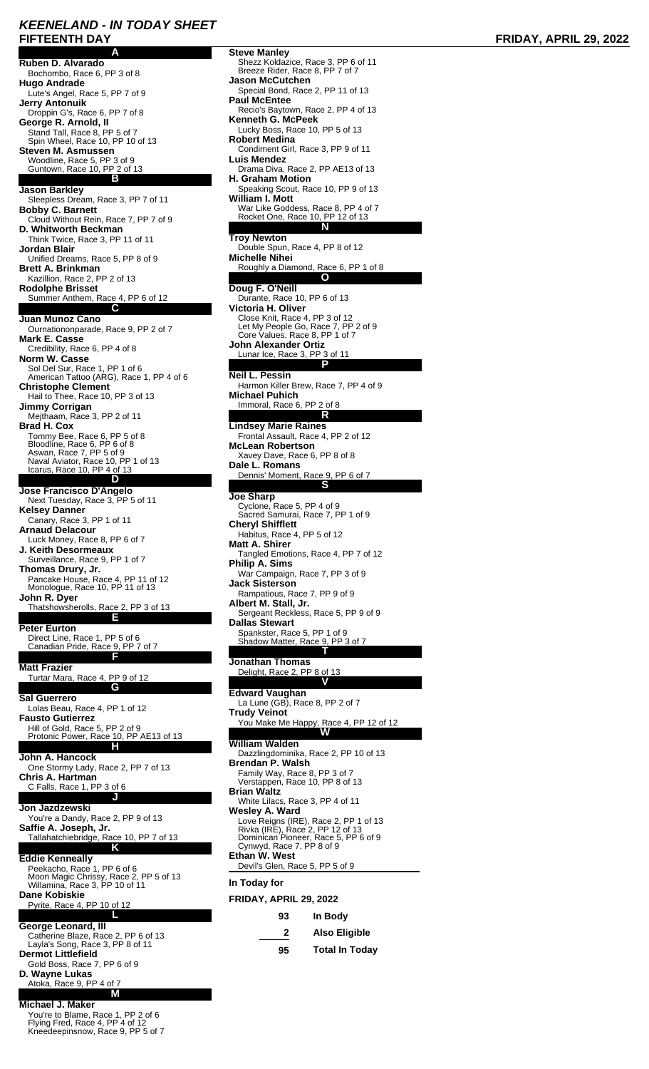# KEENELAND - IN TODAY SHEET

## FIFTEENTH DAY — FRIDAY, APRIL 29, 2022

### A

**Ruben D. Alvarado**
Bochombo, Race 6, PP 3 of 8

**Hugo Andrade**
Lute's Angel, Race 5, PP 7 of 9

**Jerry Antonuik**
Droppin G's, Race 6, PP 7 of 8

**George R. Arnold, II**
Stand Tall, Race 8, PP 5 of 7
Spin Wheel, Race 10, PP 10 of 13

**Steven M. Asmussen**
Woodline, Race 5, PP 3 of 9
Guntown, Race 10, PP 2 of 13

### B

**Jason Barkley**
Sleepless Dream, Race 3, PP 7 of 11

**Bobby C. Barnett**
Cloud Without Rein, Race 7, PP 7 of 9

**D. Whitworth Beckman**
Think Twice, Race 3, PP 11 of 11

**Jordan Blair**
Unified Dreams, Race 5, PP 8 of 9

**Brett A. Brinkman**
Kazillion, Race 2, PP 2 of 13

**Rodolphe Brisset**
Summer Anthem, Race 4, PP 6 of 12

### C

**Juan Munoz Cano**
Ournationonparade, Race 9, PP 2 of 7

**Mark E. Casse**
Credibility, Race 6, PP 4 of 8

**Norm W. Casse**
Sol Del Sur, Race 1, PP 1 of 6
American Tattoo (ARG), Race 1, PP 4 of 6

**Christophe Clement**
Hail to Thee, Race 10, PP 3 of 13

**Jimmy Corrigan**
Mejthaam, Race 3, PP 2 of 11

**Brad H. Cox**
Tommy Bee, Race 6, PP 5 of 8
Bloodline, Race 6, PP 6 of 8
Aswan, Race 7, PP 5 of 9
Naval Aviator, Race 10, PP 1 of 13
Icarus, Race 10, PP 4 of 13

### D

**Jose Francisco D'Angelo**
Next Tuesday, Race 3, PP 5 of 11

**Kelsey Danner**
Canary, Race 3, PP 1 of 11

**Arnaud Delacour**
Luck Money, Race 8, PP 6 of 7

**J. Keith Desormeaux**
Surveillance, Race 9, PP 1 of 7

**Thomas Drury, Jr.**
Pancake House, Race 4, PP 11 of 12
Monologue, Race 10, PP 11 of 13

**John R. Dyer**
Thatshowsherolls, Race 2, PP 3 of 13

### E

**Peter Eurton**
Direct Line, Race 1, PP 5 of 6
Canadian Pride, Race 9, PP 7 of 7

### F

**Matt Frazier**
Turtar Mara, Race 4, PP 9 of 12

### G

**Sal Guerrero**
Lolas Beau, Race 4, PP 1 of 12

**Fausto Gutierrez**
Hill of Gold, Race 5, PP 2 of 9
Protonic Power, Race 10, PP AE13 of 13

### H

**John A. Hancock**
One Stormy Lady, Race 2, PP 7 of 13

**Chris A. Hartman**
C Falls, Race 1, PP 3 of 6

### J

**Jon Jazdzewski**
You're a Dandy, Race 2, PP 9 of 13

**Saffie A. Joseph, Jr.**
Tallahatchiebridge, Race 10, PP 7 of 13

### K

**Eddie Kenneally**
Peekacho, Race 1, PP 6 of 6
Moon Magic Chrissy, Race 2, PP 5 of 13
Willamina, Race 3, PP 10 of 11

**Dane Kobiskie**
Pyrite, Race 4, PP 10 of 12

### L

**George Leonard, III**
Catherine Blaze, Race 2, PP 6 of 13
Layla's Song, Race 3, PP 8 of 11

**Dermot Littlefield**
Gold Boss, Race 7, PP 6 of 9

**D. Wayne Lukas**
Atoka, Race 9, PP 4 of 7

### M

**Michael J. Maker**
You're to Blame, Race 1, PP 2 of 6
Flying Fred, Race 4, PP 4 of 12
Kneedeepinsnow, Race 9, PP 5 of 7

**Steve Manley**
Shezz Koldazice, Race 3, PP 6 of 11
Breeze Rider, Race 8, PP 7 of 7

**Jason McCutchen**
Special Bond, Race 2, PP 11 of 13

**Paul McEntee**
Recio's Baytown, Race 2, PP 4 of 13

**Kenneth G. McPeek**
Lucky Boss, Race 10, PP 5 of 13

**Robert Medina**
Condiment Girl, Race 3, PP 9 of 11

**Luis Mendez**
Drama Diva, Race 2, PP AE13 of 13

**H. Graham Motion**
Speaking Scout, Race 10, PP 9 of 13

**William I. Mott**
War Like Goddess, Race 8, PP 4 of 7
Rocket One, Race 10, PP 12 of 13

### N

**Troy Newton**
Double Spun, Race 4, PP 8 of 12

**Michelle Nihei**
Roughly a Diamond, Race 6, PP 1 of 8

### O

**Doug F. O'Neill**
Durante, Race 10, PP 6 of 13

**Victoria H. Oliver**
Close Knit, Race 4, PP 3 of 12
Let My People Go, Race 7, PP 2 of 9
Core Values, Race 8, PP 1 of 7

**John Alexander Ortiz**
Lunar Ice, Race 3, PP 3 of 11

### P

**Neil L. Pessin**
Harmon Killer Brew, Race 7, PP 4 of 9

**Michael Puhich**
Immoral, Race 6, PP 2 of 8

### R

**Lindsey Marie Raines**
Frontal Assault, Race 4, PP 2 of 12

**McLean Robertson**
Xavey Dave, Race 6, PP 8 of 8

**Dale L. Romans**
Dennis' Moment, Race 9, PP 6 of 7

### S

**Joe Sharp**
Cyclone, Race 5, PP 4 of 9
Sacred Samurai, Race 7, PP 1 of 9

**Cheryl Shifflett**
Habitus, Race 4, PP 5 of 12

**Matt A. Shirer**
Tangled Emotions, Race 4, PP 7 of 12

**Philip A. Sims**
War Campaign, Race 7, PP 3 of 9

**Jack Sisterson**
Rampatious, Race 7, PP 9 of 9

**Albert M. Stall, Jr.**
Sergeant Reckless, Race 5, PP 9 of 9

**Dallas Stewart**
Spankster, Race 5, PP 1 of 9
Shadow Matter, Race 9, PP 3 of 7

### T

**Jonathan Thomas**
Delight, Race 2, PP 8 of 13

### V

**Edward Vaughan**
La Lune (GB), Race 8, PP 2 of 7

**Trudy Veinot**
You Make Me Happy, Race 4, PP 12 of 12

### W

**William Walden**
Dazzlingdominika, Race 2, PP 10 of 13

**Brendan P. Walsh**
Family Way, Race 8, PP 3 of 7
Verstappen, Race 10, PP 8 of 13

**Brian Waltz**
White Lilacs, Race 3, PP 4 of 11

**Wesley A. Ward**
Love Reigns (IRE), Race 2, PP 1 of 13
Rivka (IRE), Race 2, PP 12 of 13
Dominican Pioneer, Race 5, PP 6 of 9
Cynwyd, Race 7, PP 8 of 9

**Ethan W. West**
Devil's Glen, Race 5, PP 5 of 9

---

**In Today for**

**FRIDAY, APRIL 29, 2022**

| | |
|---|---|
| 93 | In Body |
| 2 | Also Eligible |
| 95 | Total In Today |